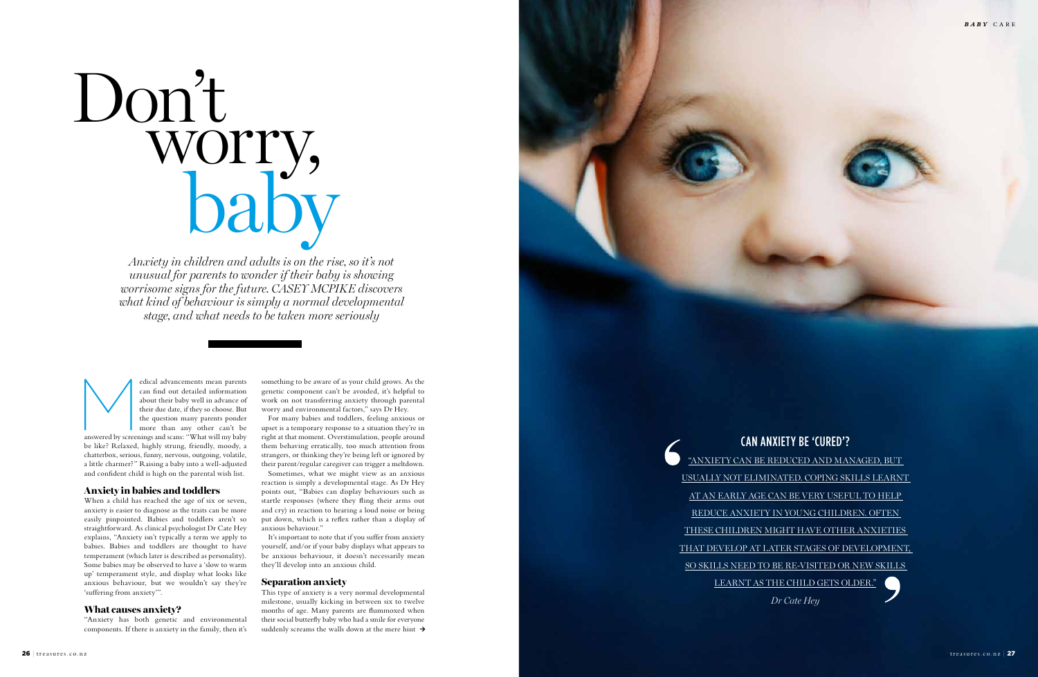# Don't worry, baby

*Anxiety in children and adults is on the rise, so it's not unusual for parents to wonder if their baby is showing worrisome signs for the future. CASEY MCPIKE discovers what kind of behaviour is simply a normal developmental stage, and what needs to be taken more seriously*

Medical advancements mean parents can find out detailed information about their baby well in advance of their due date, if they so choose. But the question many parents ponder more than any other can't be answered by screenings and scans: "What will my baby be like? Relaxed, highly strung, friendly, moody, a chatterbox, serious, funny, nervous, outgoing, volatile, a little charmer?" Raising a baby into a well-adjusted and confident child is high on the parental wish list.

### Anxiety in babies and toddlers

When a child has reached the age of six or seven, anxiety is easier to diagnose as the traits can be more easily pinpointed. Babies and toddlers aren't so straightforward. As clinical psychologist Dr Cate Hey explains, "Anxiety isn't typically a term we apply to babies. Babies and toddlers are thought to have temperament (which later is described as personality). Some babies may be observed to have a 'slow to warm up' temperament style, and display what looks like anxious behaviour, but we wouldn't say they're 'suffering from anxiety'".

### What causes anxiety?

"Anxiety has both genetic and environmental components. If there is anxiety in the family, then it's something to be aware of as your child grows. As the genetic component can't be avoided, it's helpful to work on not transferring anxiety through parental worry and environmental factors," says Dr Hey.

For many babies and toddlers, feeling anxious or upset is a temporary response to a situation they're in right at that moment. Overstimulation, people around them behaving erratically, too much attention from strangers, or thinking they're being left or ignored by their parent/regular caregiver can trigger a meltdown.

Sometimes, what we might view as an anxious reaction is simply a developmental stage. As Dr Hey points out, "Babies can display behaviours such as startle responses (where they fling their arms out and cry) in reaction to hearing a loud noise or being put down, which is a reflex rather than a display of anxious behaviour."

It's important to note that if you suffer from anxiety yourself, and/or if your baby displays what appears to be anxious behaviour, it doesn't necessarily mean they'll develop into an anxious child.

### Separation anxiety

This type of anxiety is a very normal developmental milestone, usually kicking in between six to twelve months of age. Many parents are flummoxed when their social butterfly baby who had a smile for everyone suddenly screams the walls down at the mere hint →

### CAN ANXIETY BE 'CURED'?

"ANXIETY CAN BE REDUCED AND MANAGED, BUT USUALLY NOT ELIMINATED. COPING SKILLS LEARNT AT AN EARLY AGE CAN BE VERY USEFUL TO HELP REDUCE ANXIETY IN YOUNG CHILDREN. OFTEN THESE CHILDREN MIGHT HAVE OTHER ANXIETIES THAT DEVELOP AT LATER STAGES OF DEVELOPMENT, SO SKILLS NEED TO BE RE-VISITED OR NEW SKILLS LEARNT AS THE CHILD GETS OLDER."

*Dr Cate Hey*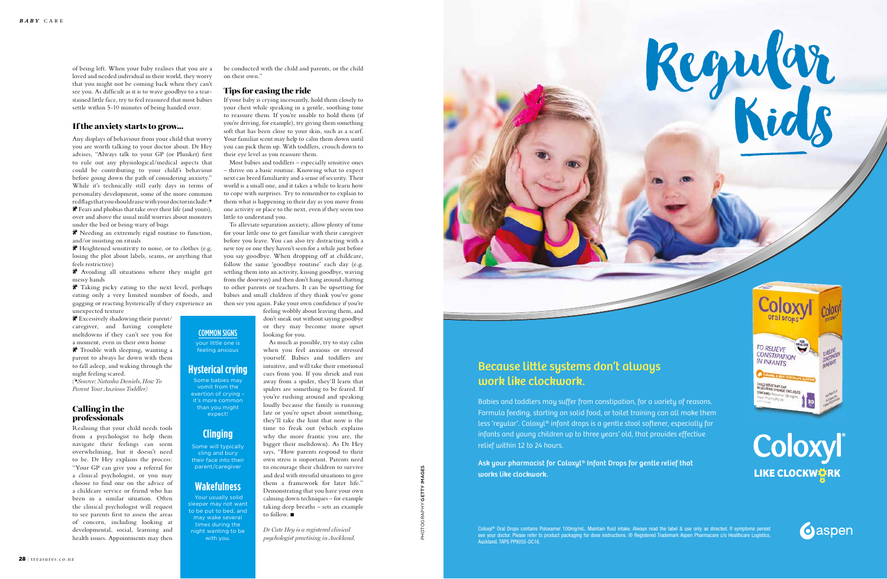of being left. When your baby realises that you are a loved and needed individual in their world, they worry that you might not be coming back when they can't see you. As difficult as it is to wave goodbye to a tear-stained little face, try to feel reassured that most babies settle within 5-10 minutes of being handed over.

## If the anxiety starts to grow...

Any displays of behaviour from your child that worry you are worth talking to your doctor about. Dr Hey advises, "Always talk to your GP (or Plunket) first to rule out any physiological/medical aspects that could be contributing to your child's behaviour before going down the path of considering anxiety." While it's technically still early days in terms of personality development, some of the more common red flags that you should raise with your doctor include:*

- Fears and phobias that take over their life (and yours), over and above the usual mild worries about monsters under the bed or being wary of bugs
- Needing an extremely rigid routine to function, and/or insisting on rituals
- Heightened sensitivity to noise, or to clothes (e.g. losing the plot about labels, seams, or anything that feels restrictive)
- Avoiding all situations where they might get messy hands
- Taking picky eating to the next level, perhaps eating only a very limited number of foods, and gagging or reacting hysterically if they experience an unexpected texture
- Excessively shadowing their parent/caregiver, and having complete meltdowns if they can't see you for a moment, even in their own home
- Trouble with sleeping, wanting a parent to always lie down with them to fall asleep, and waking through the night feeling scared.

*(\*Source: Natasha Daniels, How To Parent Your Anxious Toddler)*

## Calling in the professionals

Realising that your child needs tools from a psychologist to help them navigate their feelings can seem overwhelming, but it doesn't need to be. Dr Hey explains the process: "Your GP can give you a referral for a clinical psychologist, or you may choose to find one on the advice of a childcare service or friend who has been in a similar situation. Often the clinical psychologist will request to see parents first to assess the areas of concern, including looking at developmental, social, learning and health issues. Appointments may then be conducted with the child and parents, or the child on their own."

## Tips for easing the ride

If your baby is crying incessantly, hold them closely to your chest while speaking in a gentle, soothing tone to reassure them. If you're unable to hold them (if you're driving, for example), try giving them something soft that has been close to your skin, such as a scarf. Your familiar scent may help to calm them down until you can pick them up. With toddlers, crouch down to their eye level as you reassure them.

Most babies and toddlers – especially sensitive ones – thrive on a basic routine. Knowing what to expect next can breed familiarity and a sense of security. Their world is a small one, and it takes a while to learn how to cope with surprises. Try to remember to explain to them what is happening in their day as you move from one activity or place to the next, even if they seem too little to understand you.

To alleviate separation anxiety, allow plenty of time for your little one to get familiar with their caregiver before you leave. You can also try distracting with a new toy or one they haven't seen for a while just before you say goodbye. When dropping off at childcare, follow the same 'goodbye routine' each day (e.g. settling them into an activity, kissing goodbye, waving from the doorway) and then don't hang around chatting to other parents or teachers. It can be upsetting for babies and small children if they think you've gone then see you again. Fake your own confidence if you're feeling wobbly about leaving them, and don't sneak out without saying goodbye or they may become more upset looking for you.

As much as possible, try to stay calm when you feel anxious or stressed yourself. Babies and toddlers are intuitive, and will take their emotional cues from you. If you shriek and run away from a spider, they'll learn that spiders are something to be feared. If you're rushing around and speaking loudly because the family is running late or you're upset about something, they'll take the hint that now is the time to freak out (which explains why the more frantic you are, the bigger their meltdown). As Dr Hey says, "How parents respond to their own stress is important. Parents need to encourage their children to survive and deal with stressful situations to give them a framework for later life." Demonstrating that you have your own calming down techniques – for example taking deep breaths – sets an example to follow. ■

*Dr Cate Hey is a registered clinical psychologist practising in Auckland.*

### COMMON SIGNS
your little one is feeling anxious

### Hysterical crying
Some babies may vomit from the exertion of crying – it's more common than you might expect!

### Clinging
Some will typically cling and bury their face into their parent/caregiver

### Wakefulness
Your usually solid sleeper may not want to be put to bed, and may wake several times during the night wanting to be with you.

PHOTOGRAPHY GETTY IMAGES

# Regular Kids

## Because little systems don't always work like clockwork.

Babies and toddlers may suffer from constipation, for a variety of reasons. Formula feeding, starting on solid food, or toilet training can all make them less 'regular'. Coloxyl® infant drops is a gentle stool softener, especially for infants and young children up to three years' old, that provides effective relief within 12 to 24 hours.

**Ask your pharmacist for Coloxyl® Infant Drops for gentle relief that works like clockwork.**

Coloxyl® oral drops

TO RELIEVE CONSTIPATION IN INFANTS

**Coloxyl®**
**LIKE CLOCKWORK**

Coloxyl® Oral Drops contains Poloxamer 100mg/mL. Maintain fluid intake. Always read the label & use only as directed. If symptoms persist see your doctor. Please refer to product packaging for dose instructions. ® Registered Trademark Aspen Pharmacare c/o Healthcare Logistics, Auckland. TAPS PP9055-DC16.

aspen